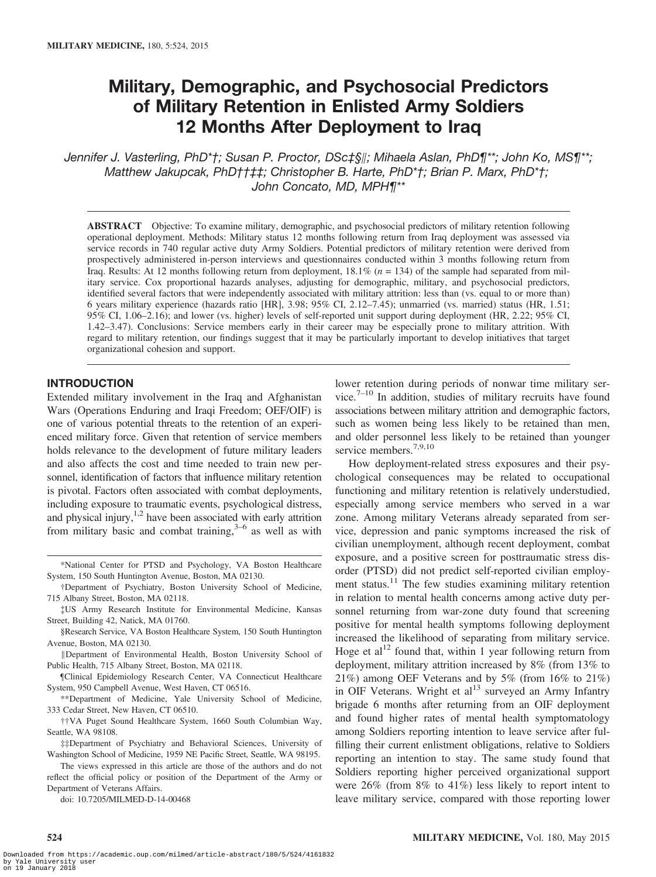# Military, Demographic, and Psychosocial Predictors of Military Retention in Enlisted Army Soldiers 12 Months After Deployment to Iraq

*Jennifer J. Vasterling, PhD*†; Susan P. Proctor, DSc‡§‖; Mihaela Aslan, PhD¶**; John Ko, MS¶**; Matthew Jakupcak, PhD††‡‡; Christopher B. Harte, PhD*†; Brian P. Marx, PhD*†; John Concato, MD, MPH¶***

**ABSTRACT** Objective: To examine military, demographic, and psychosocial predictors of military retention following operational deployment. Methods: Military status 12 months following return from Iraq deployment was assessed via service records in 740 regular active duty Army Soldiers. Potential predictors of military retention were derived from prospectively administered in-person interviews and questionnaires conducted within 3 months following return from Iraq. Results: At 12 months following return from deployment, 18.1% ($n$ = 134) of the sample had separated from military service. Cox proportional hazards analyses, adjusting for demographic, military, and psychosocial predictors, identified several factors that were independently associated with military attrition: less than (vs. equal to or more than) 6 years military experience (hazards ratio [HR], 3.98; 95% CI, 2.12–7.45); unmarried (vs. married) status (HR, 1.51; 95% CI, 1.06–2.16); and lower (vs. higher) levels of self-reported unit support during deployment (HR, 2.22; 95% CI, 1.42–3.47). Conclusions: Service members early in their career may be especially prone to military attrition. With regard to military retention, our findings suggest that it may be particularly important to develop initiatives that target organizational cohesion and support.

## INTRODUCTION

Extended military involvement in the Iraq and Afghanistan Wars (Operations Enduring and Iraqi Freedom; OEF/OIF) is one of various potential threats to the retention of an experienced military force. Given that retention of service members holds relevance to the development of future military leaders and also affects the cost and time needed to train new personnel, identification of factors that influence military retention is pivotal. Factors often associated with combat deployments, including exposure to traumatic events, psychological distress, and physical injury,[1,2] have been associated with early attrition from military basic and combat training,[3–6] as well as with lower retention during periods of nonwar time military service.[7–10] In addition, studies of military recruits have found associations between military attrition and demographic factors, such as women being less likely to be retained than men, and older personnel less likely to be retained than younger service members.[7,9,10]

How deployment-related stress exposures and their psychological consequences may be related to occupational functioning and military retention is relatively understudied, especially among service members who served in a war zone. Among military Veterans already separated from service, depression and panic symptoms increased the risk of civilian unemployment, although recent deployment, combat exposure, and a positive screen for posttraumatic stress disorder (PTSD) did not predict self-reported civilian employment status.[11] The few studies examining military retention in relation to mental health concerns among active duty personnel returning from war-zone duty found that screening positive for mental health symptoms following deployment increased the likelihood of separating from military service. Hoge et al[12] found that, within 1 year following return from deployment, military attrition increased by 8% (from 13% to 21%) among OEF Veterans and by 5% (from 16% to 21%) in OIF Veterans. Wright et al[13] surveyed an Army Infantry brigade 6 months after returning from an OIF deployment and found higher rates of mental health symptomatology among Soldiers reporting intention to leave service after fulfilling their current enlistment obligations, relative to Soldiers reporting an intention to stay. The same study found that Soldiers reporting higher perceived organizational support were 26% (from 8% to 41%) less likely to report intent to leave military service, compared with those reporting lower

*National Center for PTSD and Psychology, VA Boston Healthcare System, 150 South Huntington Avenue, Boston, MA 02130.

†Department of Psychiatry, Boston University School of Medicine, 715 Albany Street, Boston, MA 02118.

‡US Army Research Institute for Environmental Medicine, Kansas Street, Building 42, Natick, MA 01760.

§Research Service, VA Boston Healthcare System, 150 South Huntington Avenue, Boston, MA 02130.

‖Department of Environmental Health, Boston University School of Public Health, 715 Albany Street, Boston, MA 02118.

¶Clinical Epidemiology Research Center, VA Connecticut Healthcare System, 950 Campbell Avenue, West Haven, CT 06516.

**Department of Medicine, Yale University School of Medicine, 333 Cedar Street, New Haven, CT 06510.

††VA Puget Sound Healthcare System, 1660 South Columbian Way, Seattle, WA 98108.

‡‡Department of Psychiatry and Behavioral Sciences, University of Washington School of Medicine, 1959 NE Pacific Street, Seattle, WA 98195.

The views expressed in this article are those of the authors and do not reflect the official policy or position of the Department of the Army or Department of Veterans Affairs.

doi: 10.7205/MILMED-D-14-00468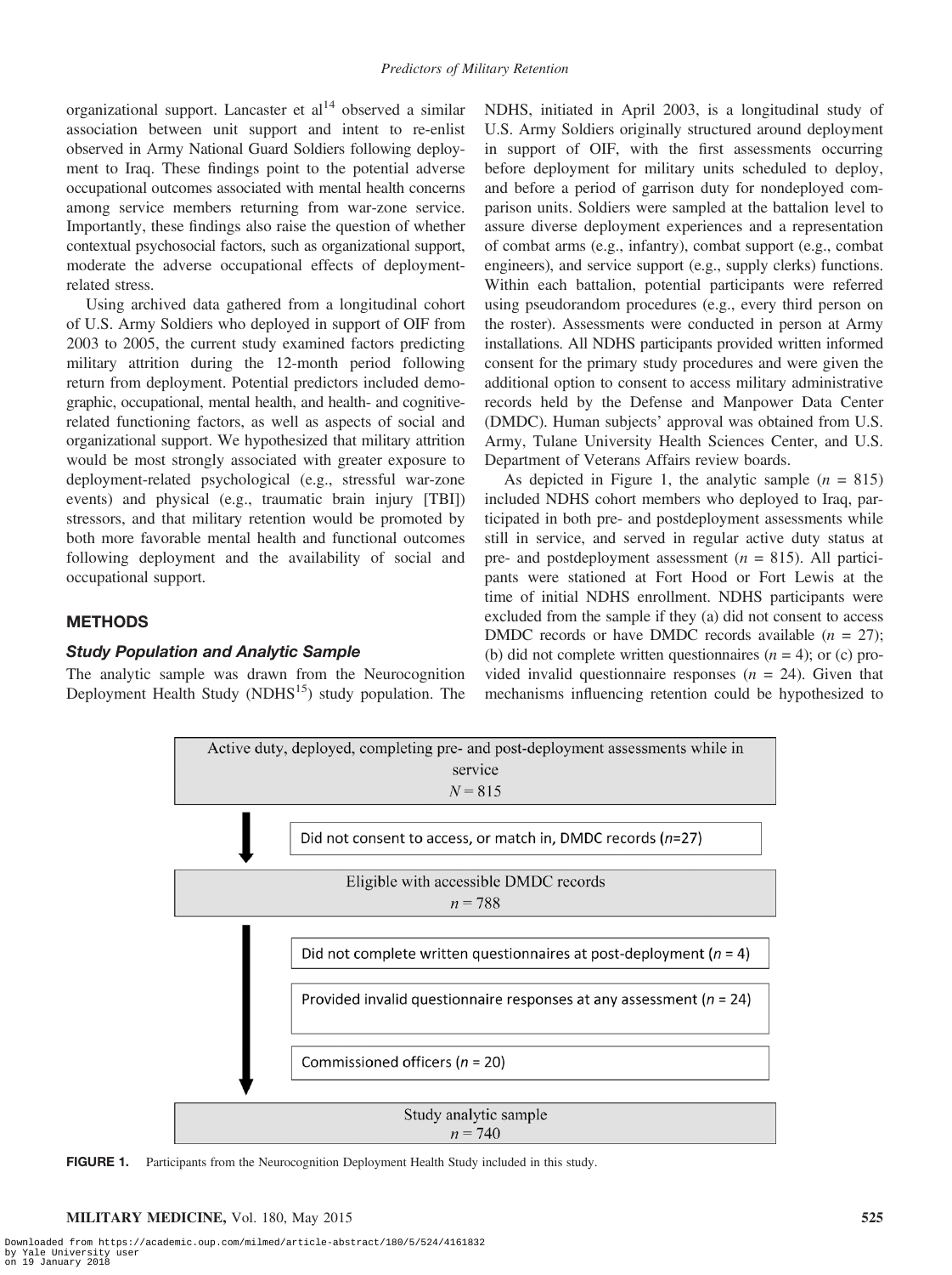organizational support. Lancaster et al[14] observed a similar association between unit support and intent to re-enlist observed in Army National Guard Soldiers following deployment to Iraq. These findings point to the potential adverse occupational outcomes associated with mental health concerns among service members returning from war-zone service. Importantly, these findings also raise the question of whether contextual psychosocial factors, such as organizational support, moderate the adverse occupational effects of deployment-related stress.

Using archived data gathered from a longitudinal cohort of U.S. Army Soldiers who deployed in support of OIF from 2003 to 2005, the current study examined factors predicting military attrition during the 12-month period following return from deployment. Potential predictors included demographic, occupational, mental health, and health- and cognitive-related functioning factors, as well as aspects of social and organizational support. We hypothesized that military attrition would be most strongly associated with greater exposure to deployment-related psychological (e.g., stressful war-zone events) and physical (e.g., traumatic brain injury [TBI]) stressors, and that military retention would be promoted by both more favorable mental health and functional outcomes following deployment and the availability of social and occupational support.

## METHODS

### Study Population and Analytic Sample

The analytic sample was drawn from the Neurocognition Deployment Health Study (NDHS[15]) study population. The NDHS, initiated in April 2003, is a longitudinal study of U.S. Army Soldiers originally structured around deployment in support of OIF, with the first assessments occurring before deployment for military units scheduled to deploy, and before a period of garrison duty for nondeployed comparison units. Soldiers were sampled at the battalion level to assure diverse deployment experiences and a representation of combat arms (e.g., infantry), combat support (e.g., combat engineers), and service support (e.g., supply clerks) functions. Within each battalion, potential participants were referred using pseudorandom procedures (e.g., every third person on the roster). Assessments were conducted in person at Army installations. All NDHS participants provided written informed consent for the primary study procedures and were given the additional option to consent to access military administrative records held by the Defense and Manpower Data Center (DMDC). Human subjects' approval was obtained from U.S. Army, Tulane University Health Sciences Center, and U.S. Department of Veterans Affairs review boards.

As depicted in Figure 1, the analytic sample ($n$ = 815) included NDHS cohort members who deployed to Iraq, participated in both pre- and postdeployment assessments while still in service, and served in regular active duty status at pre- and postdeployment assessment ($n$ = 815). All participants were stationed at Fort Hood or Fort Lewis at the time of initial NDHS enrollment. NDHS participants were excluded from the sample if they (a) did not consent to access DMDC records or have DMDC records available ($n$ = 27); (b) did not complete written questionnaires ($n$ = 4); or (c) provided invalid questionnaire responses ($n$ = 24). Given that mechanisms influencing retention could be hypothesized to

Active duty, deployed, completing pre- and post-deployment assessments while in service
$N$ = 815

↓ Did not consent to access, or match in, DMDC records ($n$=27)

Eligible with accessible DMDC records
$n$ = 788

↓ Did not complete written questionnaires at post-deployment ($n$ = 4)
Provided invalid questionnaire responses at any assessment ($n$ = 24)
Commissioned officers ($n$ = 20)

Study analytic sample
$n$ = 740

**FIGURE 1.** Participants from the Neurocognition Deployment Health Study included in this study.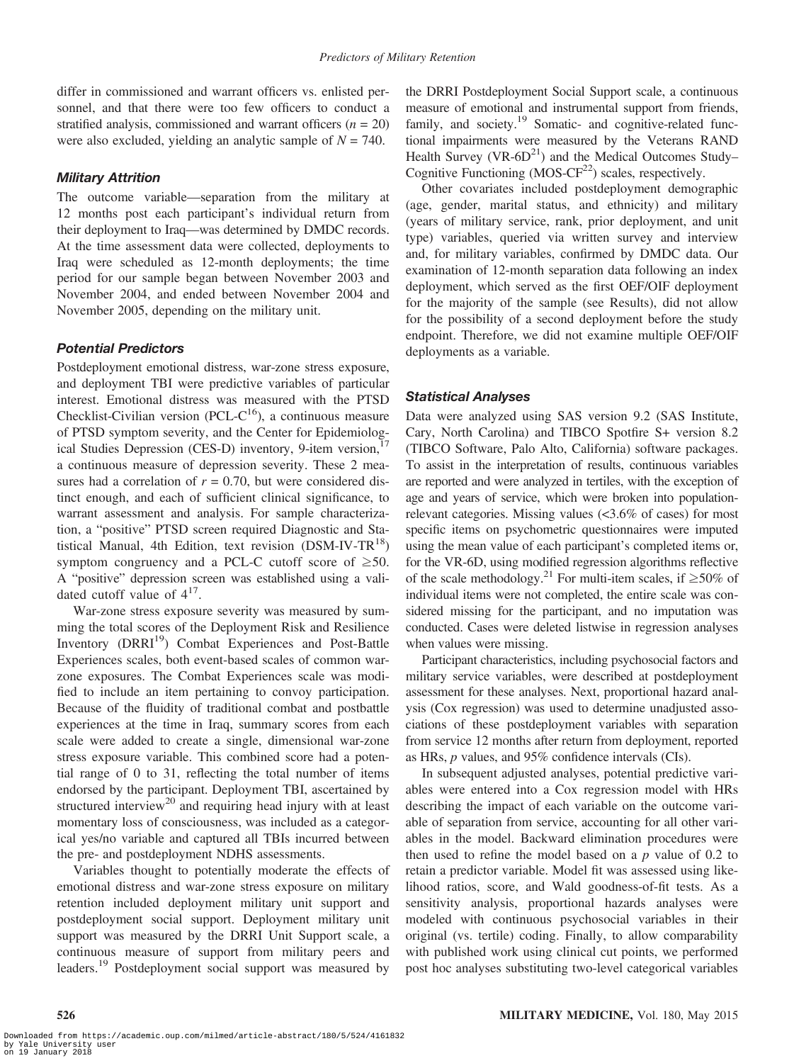differ in commissioned and warrant officers vs. enlisted personnel, and that there were too few officers to conduct a stratified analysis, commissioned and warrant officers ($n = 20$) were also excluded, yielding an analytic sample of $N = 740$.

### Military Attrition

The outcome variable—separation from the military at 12 months post each participant's individual return from their deployment to Iraq—was determined by DMDC records. At the time assessment data were collected, deployments to Iraq were scheduled as 12-month deployments; the time period for our sample began between November 2003 and November 2004, and ended between November 2004 and November 2005, depending on the military unit.

### Potential Predictors

Postdeployment emotional distress, war-zone stress exposure, and deployment TBI were predictive variables of particular interest. Emotional distress was measured with the PTSD Checklist-Civilian version (PCL-C[16]), a continuous measure of PTSD symptom severity, and the Center for Epidemiological Studies Depression (CES-D) inventory, 9-item version,[17] a continuous measure of depression severity. These 2 measures had a correlation of $r = 0.70$, but were considered distinct enough, and each of sufficient clinical significance, to warrant assessment and analysis. For sample characterization, a "positive" PTSD screen required Diagnostic and Statistical Manual, 4th Edition, text revision (DSM-IV-TR[18]) symptom congruency and a PCL-C cutoff score of $\geq 50$. A "positive" depression screen was established using a validated cutoff value of 4[17].

War-zone stress exposure severity was measured by summing the total scores of the Deployment Risk and Resilience Inventory (DRRI[19]) Combat Experiences and Post-Battle Experiences scales, both event-based scales of common war-zone exposures. The Combat Experiences scale was modified to include an item pertaining to convoy participation. Because of the fluidity of traditional combat and postbattle experiences at the time in Iraq, summary scores from each scale were added to create a single, dimensional war-zone stress exposure variable. This combined score had a potential range of 0 to 31, reflecting the total number of items endorsed by the participant. Deployment TBI, ascertained by structured interview[20] and requiring head injury with at least momentary loss of consciousness, was included as a categorical yes/no variable and captured all TBIs incurred between the pre- and postdeployment NDHS assessments.

Variables thought to potentially moderate the effects of emotional distress and war-zone stress exposure on military retention included deployment military unit support and postdeployment social support. Deployment military unit support was measured by the DRRI Unit Support scale, a continuous measure of support from military peers and leaders.[19] Postdeployment social support was measured by the DRRI Postdeployment Social Support scale, a continuous measure of emotional and instrumental support from friends, family, and society.[19] Somatic- and cognitive-related functional impairments were measured by the Veterans RAND Health Survey (VR-6D[21]) and the Medical Outcomes Study–Cognitive Functioning (MOS-CF[22]) scales, respectively.

Other covariates included postdeployment demographic (age, gender, marital status, and ethnicity) and military (years of military service, rank, prior deployment, and unit type) variables, queried via written survey and interview and, for military variables, confirmed by DMDC data. Our examination of 12-month separation data following an index deployment, which served as the first OEF/OIF deployment for the majority of the sample (see Results), did not allow for the possibility of a second deployment before the study endpoint. Therefore, we did not examine multiple OEF/OIF deployments as a variable.

### Statistical Analyses

Data were analyzed using SAS version 9.2 (SAS Institute, Cary, North Carolina) and TIBCO Spotfire S+ version 8.2 (TIBCO Software, Palo Alto, California) software packages. To assist in the interpretation of results, continuous variables are reported and were analyzed in tertiles, with the exception of age and years of service, which were broken into population-relevant categories. Missing values (<3.6% of cases) for most specific items on psychometric questionnaires were imputed using the mean value of each participant's completed items or, for the VR-6D, using modified regression algorithms reflective of the scale methodology.[21] For multi-item scales, if $\geq$50% of individual items were not completed, the entire scale was considered missing for the participant, and no imputation was conducted. Cases were deleted listwise in regression analyses when values were missing.

Participant characteristics, including psychosocial factors and military service variables, were described at postdeployment assessment for these analyses. Next, proportional hazard analysis (Cox regression) was used to determine unadjusted associations of these postdeployment variables with separation from service 12 months after return from deployment, reported as HRs, $p$ values, and 95% confidence intervals (CIs).

In subsequent adjusted analyses, potential predictive variables were entered into a Cox regression model with HRs describing the impact of each variable on the outcome variable of separation from service, accounting for all other variables in the model. Backward elimination procedures were then used to refine the model based on a $p$ value of 0.2 to retain a predictor variable. Model fit was assessed using likelihood ratios, score, and Wald goodness-of-fit tests. As a sensitivity analysis, proportional hazards analyses were modeled with continuous psychosocial variables in their original (vs. tertile) coding. Finally, to allow comparability with published work using clinical cut points, we performed post hoc analyses substituting two-level categorical variables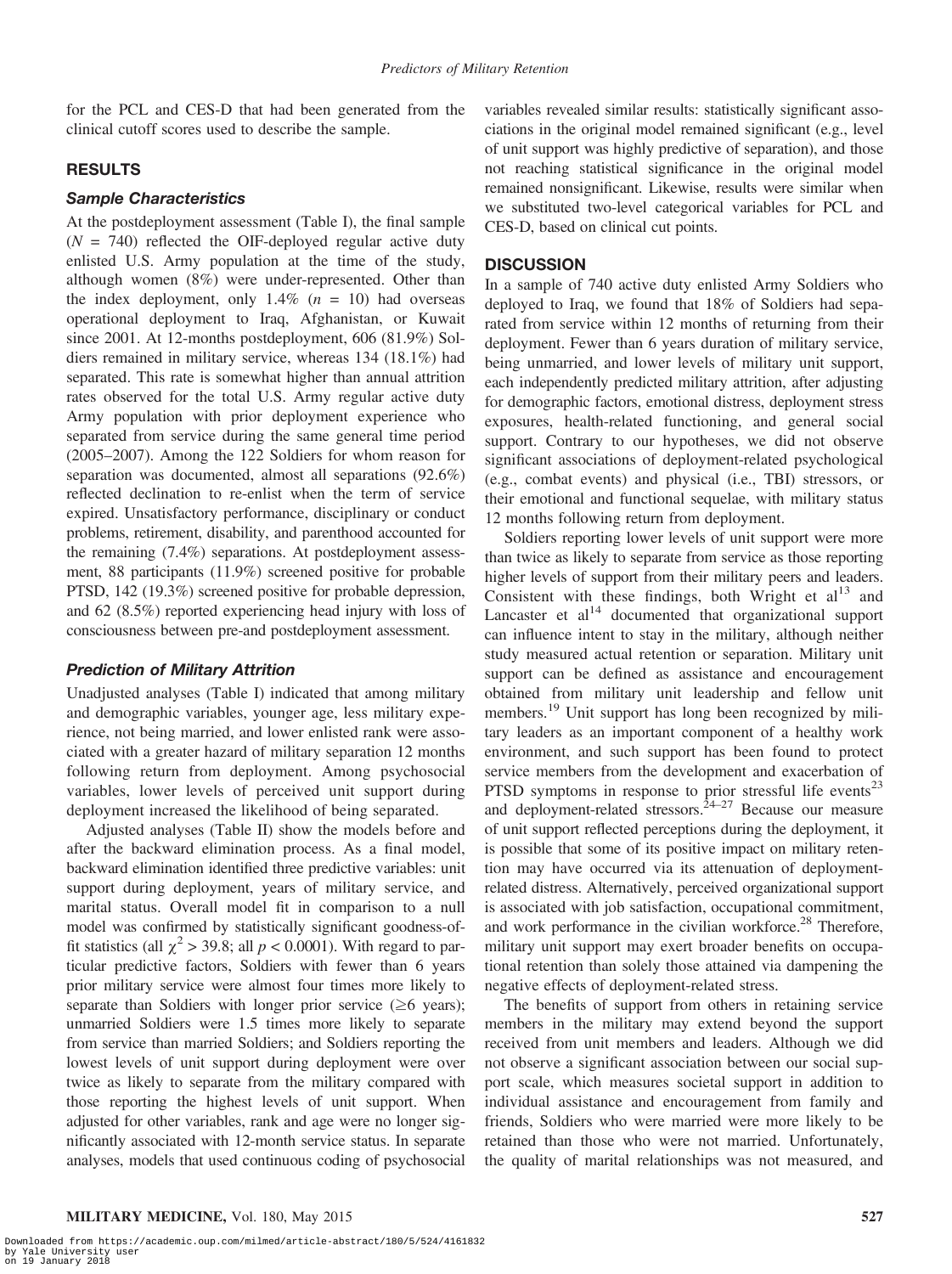for the PCL and CES-D that had been generated from the clinical cutoff scores used to describe the sample.

## RESULTS

### Sample Characteristics

At the postdeployment assessment (Table I), the final sample ($N = 740$) reflected the OIF-deployed regular active duty enlisted U.S. Army population at the time of the study, although women (8%) were under-represented. Other than the index deployment, only 1.4% ($n = 10$) had overseas operational deployment to Iraq, Afghanistan, or Kuwait since 2001. At 12-months postdeployment, 606 (81.9%) Soldiers remained in military service, whereas 134 (18.1%) had separated. This rate is somewhat higher than annual attrition rates observed for the total U.S. Army regular active duty Army population with prior deployment experience who separated from service during the same general time period (2005–2007). Among the 122 Soldiers for whom reason for separation was documented, almost all separations (92.6%) reflected declination to re-enlist when the term of service expired. Unsatisfactory performance, disciplinary or conduct problems, retirement, disability, and parenthood accounted for the remaining (7.4%) separations. At postdeployment assessment, 88 participants (11.9%) screened positive for probable PTSD, 142 (19.3%) screened positive for probable depression, and 62 (8.5%) reported experiencing head injury with loss of consciousness between pre-and postdeployment assessment.

### Prediction of Military Attrition

Unadjusted analyses (Table I) indicated that among military and demographic variables, younger age, less military experience, not being married, and lower enlisted rank were associated with a greater hazard of military separation 12 months following return from deployment. Among psychosocial variables, lower levels of perceived unit support during deployment increased the likelihood of being separated.

Adjusted analyses (Table II) show the models before and after the backward elimination process. As a final model, backward elimination identified three predictive variables: unit support during deployment, years of military service, and marital status. Overall model fit in comparison to a null model was confirmed by statistically significant goodness-of-fit statistics (all $\chi^2 > 39.8$; all $p < 0.0001$). With regard to particular predictive factors, Soldiers with fewer than 6 years prior military service were almost four times more likely to separate than Soldiers with longer prior service ($\geq$6 years); unmarried Soldiers were 1.5 times more likely to separate from service than married Soldiers; and Soldiers reporting the lowest levels of unit support during deployment were over twice as likely to separate from the military compared with those reporting the highest levels of unit support. When adjusted for other variables, rank and age were no longer significantly associated with 12-month service status. In separate analyses, models that used continuous coding of psychosocial variables revealed similar results: statistically significant associations in the original model remained significant (e.g., level of unit support was highly predictive of separation), and those not reaching statistical significance in the original model remained nonsignificant. Likewise, results were similar when we substituted two-level categorical variables for PCL and CES-D, based on clinical cut points.

## DISCUSSION

In a sample of 740 active duty enlisted Army Soldiers who deployed to Iraq, we found that 18% of Soldiers had separated from service within 12 months of returning from their deployment. Fewer than 6 years duration of military service, being unmarried, and lower levels of military unit support, each independently predicted military attrition, after adjusting for demographic factors, emotional distress, deployment stress exposures, health-related functioning, and general social support. Contrary to our hypotheses, we did not observe significant associations of deployment-related psychological (e.g., combat events) and physical (i.e., TBI) stressors, or their emotional and functional sequelae, with military status 12 months following return from deployment.

Soldiers reporting lower levels of unit support were more than twice as likely to separate from service as those reporting higher levels of support from their military peers and leaders. Consistent with these findings, both Wright et al[13] and Lancaster et al[14] documented that organizational support can influence intent to stay in the military, although neither study measured actual retention or separation. Military unit support can be defined as assistance and encouragement obtained from military unit leadership and fellow unit members.[19] Unit support has long been recognized by military leaders as an important component of a healthy work environment, and such support has been found to protect service members from the development and exacerbation of PTSD symptoms in response to prior stressful life events[23] and deployment-related stressors.[24–27] Because our measure of unit support reflected perceptions during the deployment, it is possible that some of its positive impact on military retention may have occurred via its attenuation of deployment-related distress. Alternatively, perceived organizational support is associated with job satisfaction, occupational commitment, and work performance in the civilian workforce.[28] Therefore, military unit support may exert broader benefits on occupational retention than solely those attained via dampening the negative effects of deployment-related stress.

The benefits of support from others in retaining service members in the military may extend beyond the support received from unit members and leaders. Although we did not observe a significant association between our social support scale, which measures societal support in addition to individual assistance and encouragement from family and friends, Soldiers who were married were more likely to be retained than those who were not married. Unfortunately, the quality of marital relationships was not measured, and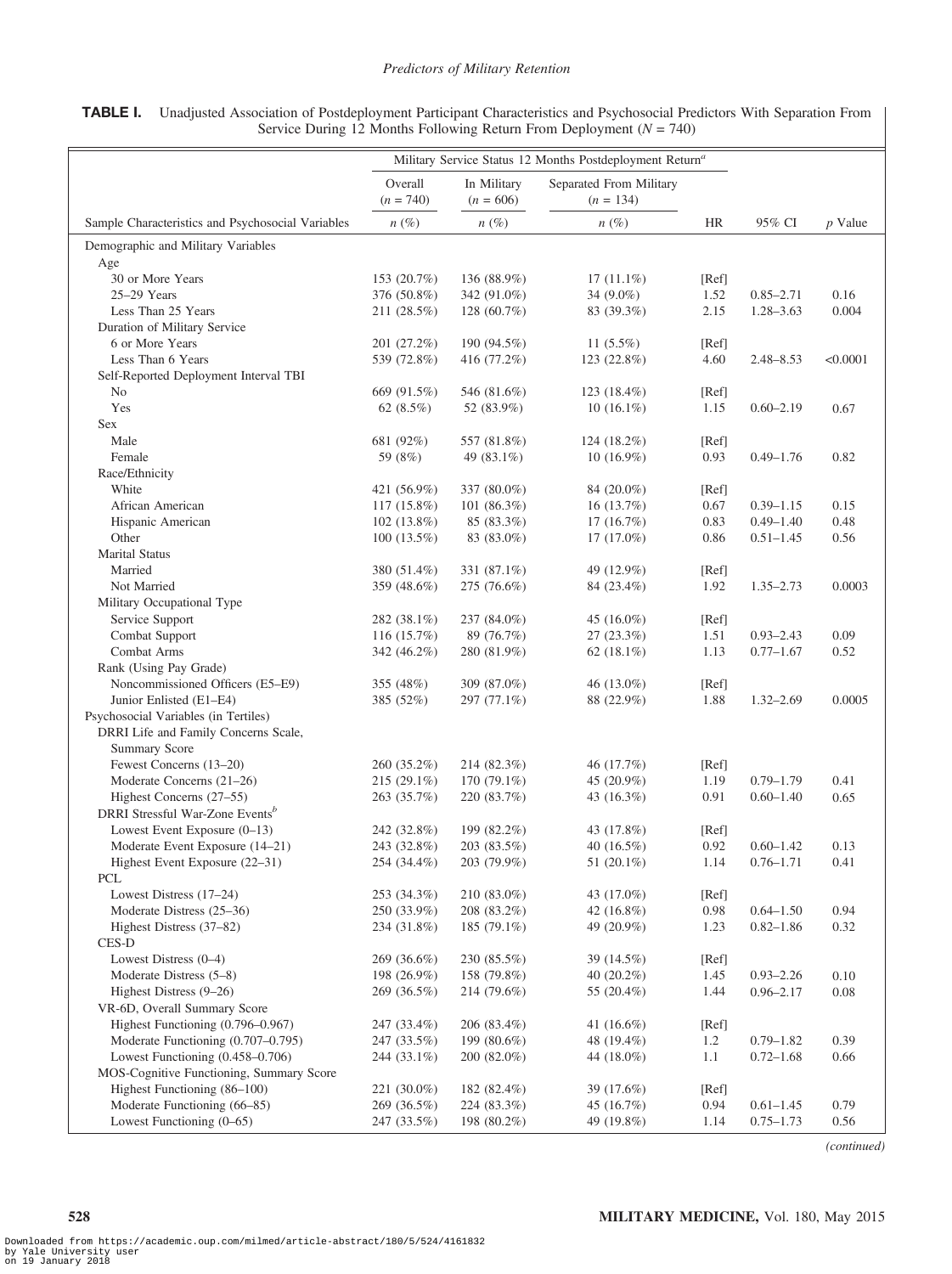**TABLE I.** Unadjusted Association of Postdeployment Participant Characteristics and Psychosocial Predictors With Separation From Service During 12 Months Following Return From Deployment ($N = 740$)

| | Military Service Status 12 Months Postdeployment Return[a] | | | | | |
|---|---|---|---|---|---|---|
| | Overall ($n = 740$) | In Military ($n = 606$) | Separated From Military ($n = 134$) | | | |
| Sample Characteristics and Psychosocial Variables | *n* (%) | *n* (%) | *n* (%) | HR | 95% CI | *p* Value |
| Demographic and Military Variables | | | | | | |
| Age | | | | | | |
| 30 or More Years | 153 (20.7%) | 136 (88.9%) | 17 (11.1%) | [Ref] | | |
| 25–29 Years | 376 (50.8%) | 342 (91.0%) | 34 (9.0%) | 1.52 | 0.85–2.71 | 0.16 |
| Less Than 25 Years | 211 (28.5%) | 128 (60.7%) | 83 (39.3%) | 2.15 | 1.28–3.63 | 0.004 |
| Duration of Military Service | | | | | | |
| 6 or More Years | 201 (27.2%) | 190 (94.5%) | 11 (5.5%) | [Ref] | | |
| Less Than 6 Years | 539 (72.8%) | 416 (77.2%) | 123 (22.8%) | 4.60 | 2.48–8.53 | <0.0001 |
| Self-Reported Deployment Interval TBI | | | | | | |
| No | 669 (91.5%) | 546 (81.6%) | 123 (18.4%) | [Ref] | | |
| Yes | 62 (8.5%) | 52 (83.9%) | 10 (16.1%) | 1.15 | 0.60–2.19 | 0.67 |
| Sex | | | | | | |
| Male | 681 (92%) | 557 (81.8%) | 124 (18.2%) | [Ref] | | |
| Female | 59 (8%) | 49 (83.1%) | 10 (16.9%) | 0.93 | 0.49–1.76 | 0.82 |
| Race/Ethnicity | | | | | | |
| White | 421 (56.9%) | 337 (80.0%) | 84 (20.0%) | [Ref] | | |
| African American | 117 (15.8%) | 101 (86.3%) | 16 (13.7%) | 0.67 | 0.39–1.15 | 0.15 |
| Hispanic American | 102 (13.8%) | 85 (83.3%) | 17 (16.7%) | 0.83 | 0.49–1.40 | 0.48 |
| Other | 100 (13.5%) | 83 (83.0%) | 17 (17.0%) | 0.86 | 0.51–1.45 | 0.56 |
| Marital Status | | | | | | |
| Married | 380 (51.4%) | 331 (87.1%) | 49 (12.9%) | [Ref] | | |
| Not Married | 359 (48.6%) | 275 (76.6%) | 84 (23.4%) | 1.92 | 1.35–2.73 | 0.0003 |
| Military Occupational Type | | | | | | |
| Service Support | 282 (38.1%) | 237 (84.0%) | 45 (16.0%) | [Ref] | | |
| Combat Support | 116 (15.7%) | 89 (76.7%) | 27 (23.3%) | 1.51 | 0.93–2.43 | 0.09 |
| Combat Arms | 342 (46.2%) | 280 (81.9%) | 62 (18.1%) | 1.13 | 0.77–1.67 | 0.52 |
| Rank (Using Pay Grade) | | | | | | |
| Noncommissioned Officers (E5–E9) | 355 (48%) | 309 (87.0%) | 46 (13.0%) | [Ref] | | |
| Junior Enlisted (E1–E4) | 385 (52%) | 297 (77.1%) | 88 (22.9%) | 1.88 | 1.32–2.69 | 0.0005 |
| Psychosocial Variables (in Tertiles) | | | | | | |
| DRRI Life and Family Concerns Scale, Summary Score | | | | | | |
| Fewest Concerns (13–20) | 260 (35.2%) | 214 (82.3%) | 46 (17.7%) | [Ref] | | |
| Moderate Concerns (21–26) | 215 (29.1%) | 170 (79.1%) | 45 (20.9%) | 1.19 | 0.79–1.79 | 0.41 |
| Highest Concerns (27–55) | 263 (35.7%) | 220 (83.7%) | 43 (16.3%) | 0.91 | 0.60–1.40 | 0.65 |
| DRRI Stressful War-Zone Events[b] | | | | | | |
| Lowest Event Exposure (0–13) | 242 (32.8%) | 199 (82.2%) | 43 (17.8%) | [Ref] | | |
| Moderate Event Exposure (14–21) | 243 (32.8%) | 203 (83.5%) | 40 (16.5%) | 0.92 | 0.60–1.42 | 0.13 |
| Highest Event Exposure (22–31) | 254 (34.4%) | 203 (79.9%) | 51 (20.1%) | 1.14 | 0.76–1.71 | 0.41 |
| PCL | | | | | | |
| Lowest Distress (17–24) | 253 (34.3%) | 210 (83.0%) | 43 (17.0%) | [Ref] | | |
| Moderate Distress (25–36) | 250 (33.9%) | 208 (83.2%) | 42 (16.8%) | 0.98 | 0.64–1.50 | 0.94 |
| Highest Distress (37–82) | 234 (31.8%) | 185 (79.1%) | 49 (20.9%) | 1.23 | 0.82–1.86 | 0.32 |
| CES-D | | | | | | |
| Lowest Distress (0–4) | 269 (36.6%) | 230 (85.5%) | 39 (14.5%) | [Ref] | | |
| Moderate Distress (5–8) | 198 (26.9%) | 158 (79.8%) | 40 (20.2%) | 1.45 | 0.93–2.26 | 0.10 |
| Highest Distress (9–26) | 269 (36.5%) | 214 (79.6%) | 55 (20.4%) | 1.44 | 0.96–2.17 | 0.08 |
| VR-6D, Overall Summary Score | | | | | | |
| Highest Functioning (0.796–0.967) | 247 (33.4%) | 206 (83.4%) | 41 (16.6%) | [Ref] | | |
| Moderate Functioning (0.707–0.795) | 247 (33.5%) | 199 (80.6%) | 48 (19.4%) | 1.2 | 0.79–1.82 | 0.39 |
| Lowest Functioning (0.458–0.706) | 244 (33.1%) | 200 (82.0%) | 44 (18.0%) | 1.1 | 0.72–1.68 | 0.66 |
| MOS-Cognitive Functioning, Summary Score | | | | | | |
| Highest Functioning (86–100) | 221 (30.0%) | 182 (82.4%) | 39 (17.6%) | [Ref] | | |
| Moderate Functioning (66–85) | 269 (36.5%) | 224 (83.3%) | 45 (16.7%) | 0.94 | 0.61–1.45 | 0.79 |
| Lowest Functioning (0–65) | 247 (33.5%) | 198 (80.2%) | 49 (19.8%) | 1.14 | 0.75–1.73 | 0.56 |

*(continued)*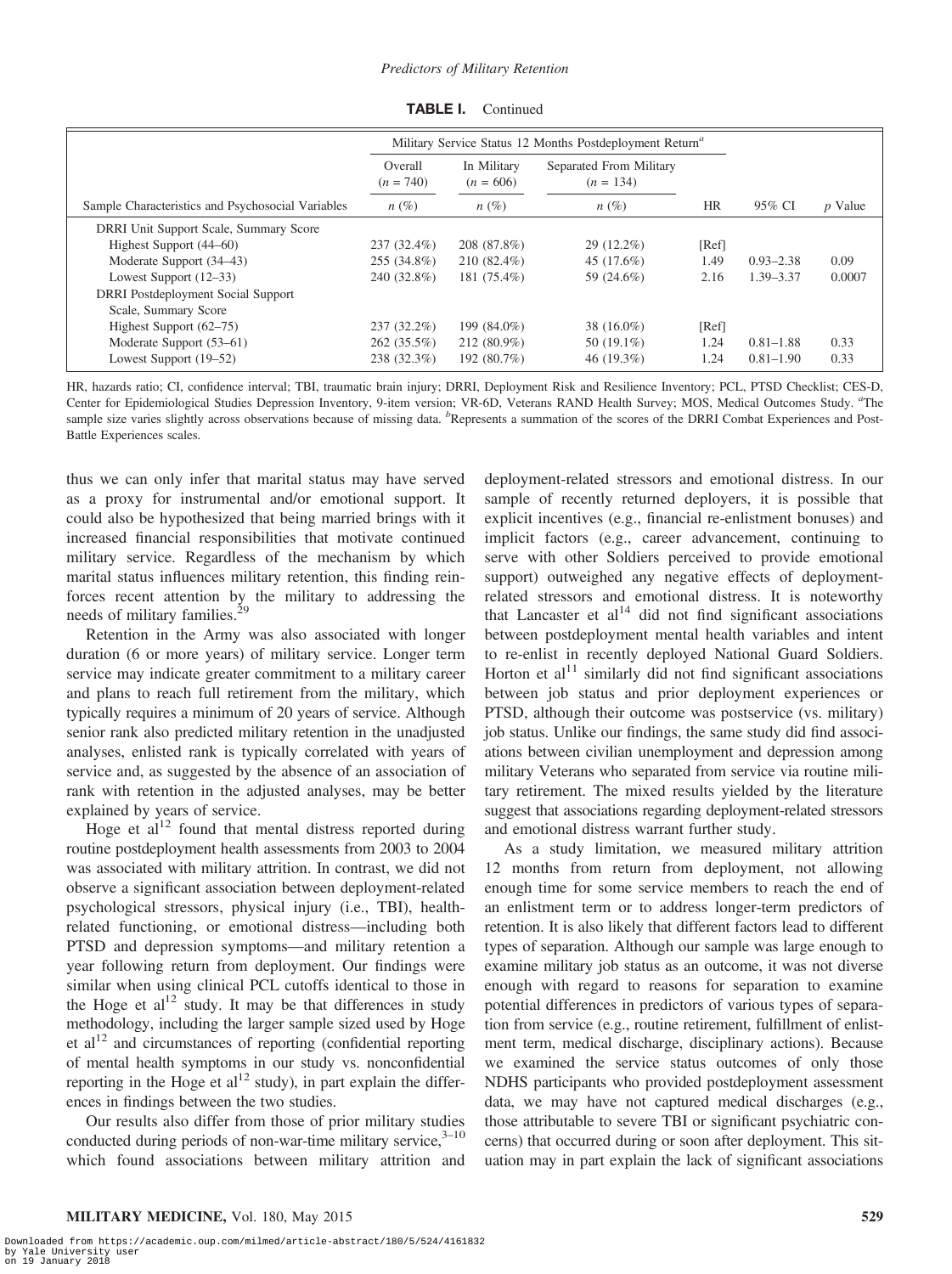**TABLE I.** Continued

| | Military Service Status 12 Months Postdeployment Return[a] | | | | | |
|---|---|---|---|---|---|---|
| | Overall (*n* = 740) | In Military (*n* = 606) | Separated From Military (*n* = 134) | | | |
| Sample Characteristics and Psychosocial Variables | *n* (%) | *n* (%) | *n* (%) | HR | 95% CI | *p* Value |
| DRRI Unit Support Scale, Summary Score | | | | | | |
| Highest Support (44–60) | 237 (32.4%) | 208 (87.8%) | 29 (12.2%) | [Ref] | | |
| Moderate Support (34–43) | 255 (34.8%) | 210 (82.4%) | 45 (17.6%) | 1.49 | 0.93–2.38 | 0.09 |
| Lowest Support (12–33) | 240 (32.8%) | 181 (75.4%) | 59 (24.6%) | 2.16 | 1.39–3.37 | 0.0007 |
| DRRI Postdeployment Social Support Scale, Summary Score | | | | | | |
| Highest Support (62–75) | 237 (32.2%) | 199 (84.0%) | 38 (16.0%) | [Ref] | | |
| Moderate Support (53–61) | 262 (35.5%) | 212 (80.9%) | 50 (19.1%) | 1.24 | 0.81–1.88 | 0.33 |
| Lowest Support (19–52) | 238 (32.3%) | 192 (80.7%) | 46 (19.3%) | 1.24 | 0.81–1.90 | 0.33 |

HR, hazards ratio; CI, confidence interval; TBI, traumatic brain injury; DRRI, Deployment Risk and Resilience Inventory; PCL, PTSD Checklist; CES-D, Center for Epidemiological Studies Depression Inventory, 9-item version; VR-6D, Veterans RAND Health Survey; MOS, Medical Outcomes Study. [a]The sample size varies slightly across observations because of missing data. [b]Represents a summation of the scores of the DRRI Combat Experiences and Post-Battle Experiences scales.

thus we can only infer that marital status may have served as a proxy for instrumental and/or emotional support. It could also be hypothesized that being married brings with it increased financial responsibilities that motivate continued military service. Regardless of the mechanism by which marital status influences military retention, this finding reinforces recent attention by the military to addressing the needs of military families.[29]

Retention in the Army was also associated with longer duration (6 or more years) of military service. Longer term service may indicate greater commitment to a military career and plans to reach full retirement from the military, which typically requires a minimum of 20 years of service. Although senior rank also predicted military retention in the unadjusted analyses, enlisted rank is typically correlated with years of service and, as suggested by the absence of an association of rank with retention in the adjusted analyses, may be better explained by years of service.

Hoge et al[12] found that mental distress reported during routine postdeployment health assessments from 2003 to 2004 was associated with military attrition. In contrast, we did not observe a significant association between deployment-related psychological stressors, physical injury (i.e., TBI), health-related functioning, or emotional distress—including both PTSD and depression symptoms—and military retention a year following return from deployment. Our findings were similar when using clinical PCL cutoffs identical to those in the Hoge et al[12] study. It may be that differences in study methodology, including the larger sample sized used by Hoge et al[12] and circumstances of reporting (confidential reporting of mental health symptoms in our study vs. nonconfidential reporting in the Hoge et al[12] study), in part explain the differences in findings between the two studies.

Our results also differ from those of prior military studies conducted during periods of non-war-time military service,[3–10] which found associations between military attrition and deployment-related stressors and emotional distress. In our sample of recently returned deployers, it is possible that explicit incentives (e.g., financial re-enlistment bonuses) and implicit factors (e.g., career advancement, continuing to serve with other Soldiers perceived to provide emotional support) outweighed any negative effects of deployment-related stressors and emotional distress. It is noteworthy that Lancaster et al[14] did not find significant associations between postdeployment mental health variables and intent to re-enlist in recently deployed National Guard Soldiers. Horton et al[11] similarly did not find significant associations between job status and prior deployment experiences or PTSD, although their outcome was postservice (vs. military) job status. Unlike our findings, the same study did find associations between civilian unemployment and depression among military Veterans who separated from service via routine military retirement. The mixed results yielded by the literature suggest that associations regarding deployment-related stressors and emotional distress warrant further study.

As a study limitation, we measured military attrition 12 months from return from deployment, not allowing enough time for some service members to reach the end of an enlistment term or to address longer-term predictors of retention. It is also likely that different factors lead to different types of separation. Although our sample was large enough to examine military job status as an outcome, it was not diverse enough with regard to reasons for separation to examine potential differences in predictors of various types of separation from service (e.g., routine retirement, fulfillment of enlistment term, medical discharge, disciplinary actions). Because we examined the service status outcomes of only those NDHS participants who provided postdeployment assessment data, we may have not captured medical discharges (e.g., those attributable to severe TBI or significant psychiatric concerns) that occurred during or soon after deployment. This situation may in part explain the lack of significant associations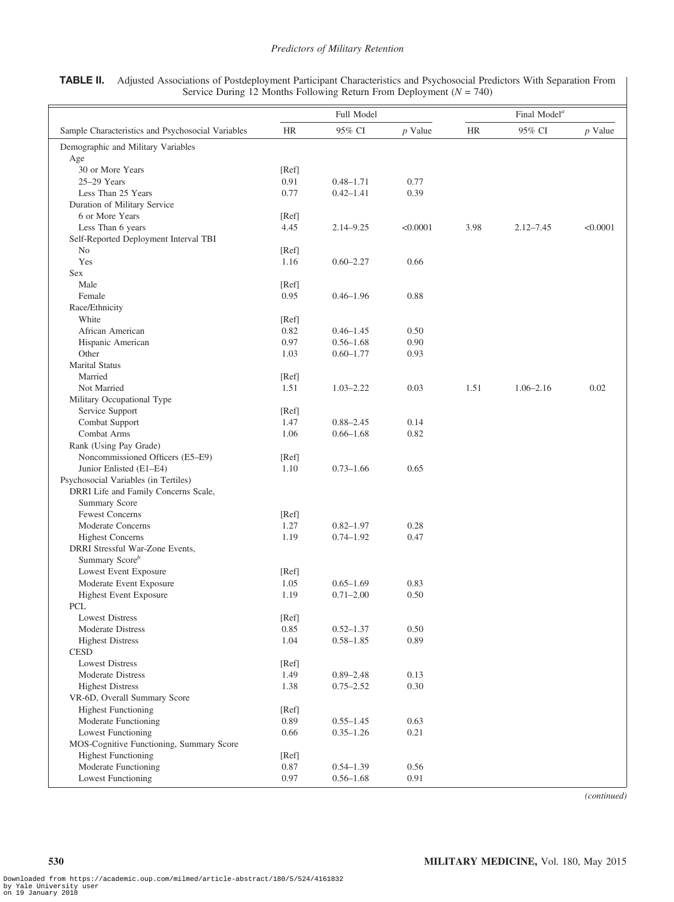**TABLE II.** Adjusted Associations of Postdeployment Participant Characteristics and Psychosocial Predictors With Separation From Service During 12 Months Following Return From Deployment ($N$ = 740)

| | Full Model | | | Final Model[a] | | |
|---|---|---|---|---|---|---|
| Sample Characteristics and Psychosocial Variables | HR | 95% CI | $p$ Value | HR | 95% CI | $p$ Value |
| Demographic and Military Variables | | | | | | |
| Age | | | | | | |
| 30 or More Years | [Ref] | | | | | |
| 25–29 Years | 0.91 | 0.48–1.71 | 0.77 | | | |
| Less Than 25 Years | 0.77 | 0.42–1.41 | 0.39 | | | |
| Duration of Military Service | | | | | | |
| 6 or More Years | [Ref] | | | | | |
| Less Than 6 years | 4.45 | 2.14–9.25 | <0.0001 | 3.98 | 2.12–7.45 | <0.0001 |
| Self-Reported Deployment Interval TBI | | | | | | |
| No | [Ref] | | | | | |
| Yes | 1.16 | 0.60–2.27 | 0.66 | | | |
| Sex | | | | | | |
| Male | [Ref] | | | | | |
| Female | 0.95 | 0.46–1.96 | 0.88 | | | |
| Race/Ethnicity | | | | | | |
| White | [Ref] | | | | | |
| African American | 0.82 | 0.46–1.45 | 0.50 | | | |
| Hispanic American | 0.97 | 0.56–1.68 | 0.90 | | | |
| Other | 1.03 | 0.60–1.77 | 0.93 | | | |
| Marital Status | | | | | | |
| Married | [Ref] | | | | | |
| Not Married | 1.51 | 1.03–2.22 | 0.03 | 1.51 | 1.06–2.16 | 0.02 |
| Military Occupational Type | | | | | | |
| Service Support | [Ref] | | | | | |
| Combat Support | 1.47 | 0.88–2.45 | 0.14 | | | |
| Combat Arms | 1.06 | 0.66–1.68 | 0.82 | | | |
| Rank (Using Pay Grade) | | | | | | |
| Noncommissioned Officers (E5–E9) | [Ref] | | | | | |
| Junior Enlisted (E1–E4) | 1.10 | 0.73–1.66 | 0.65 | | | |
| Psychosocial Variables (in Tertiles) | | | | | | |
| DRRI Life and Family Concerns Scale, Summary Score | | | | | | |
| Fewest Concerns | [Ref] | | | | | |
| Moderate Concerns | 1.27 | 0.82–1.97 | 0.28 | | | |
| Highest Concerns | 1.19 | 0.74–1.92 | 0.47 | | | |
| DRRI Stressful War-Zone Events, Summary Score[b] | | | | | | |
| Lowest Event Exposure | [Ref] | | | | | |
| Moderate Event Exposure | 1.05 | 0.65–1.69 | 0.83 | | | |
| Highest Event Exposure | 1.19 | 0.71–2.00 | 0.50 | | | |
| PCL | | | | | | |
| Lowest Distress | [Ref] | | | | | |
| Moderate Distress | 0.85 | 0.52–1.37 | 0.50 | | | |
| Highest Distress | 1.04 | 0.58–1.85 | 0.89 | | | |
| CESD | | | | | | |
| Lowest Distress | [Ref] | | | | | |
| Moderate Distress | 1.49 | 0.89–2.48 | 0.13 | | | |
| Highest Distress | 1.38 | 0.75–2.52 | 0.30 | | | |
| VR-6D, Overall Summary Score | | | | | | |
| Highest Functioning | [Ref] | | | | | |
| Moderate Functioning | 0.89 | 0.55–1.45 | 0.63 | | | |
| Lowest Functioning | 0.66 | 0.35–1.26 | 0.21 | | | |
| MOS-Cognitive Functioning, Summary Score | | | | | | |
| Highest Functioning | [Ref] | | | | | |
| Moderate Functioning | 0.87 | 0.54–1.39 | 0.56 | | | |
| Lowest Functioning | 0.97 | 0.56–1.68 | 0.91 | | | |

*(continued)*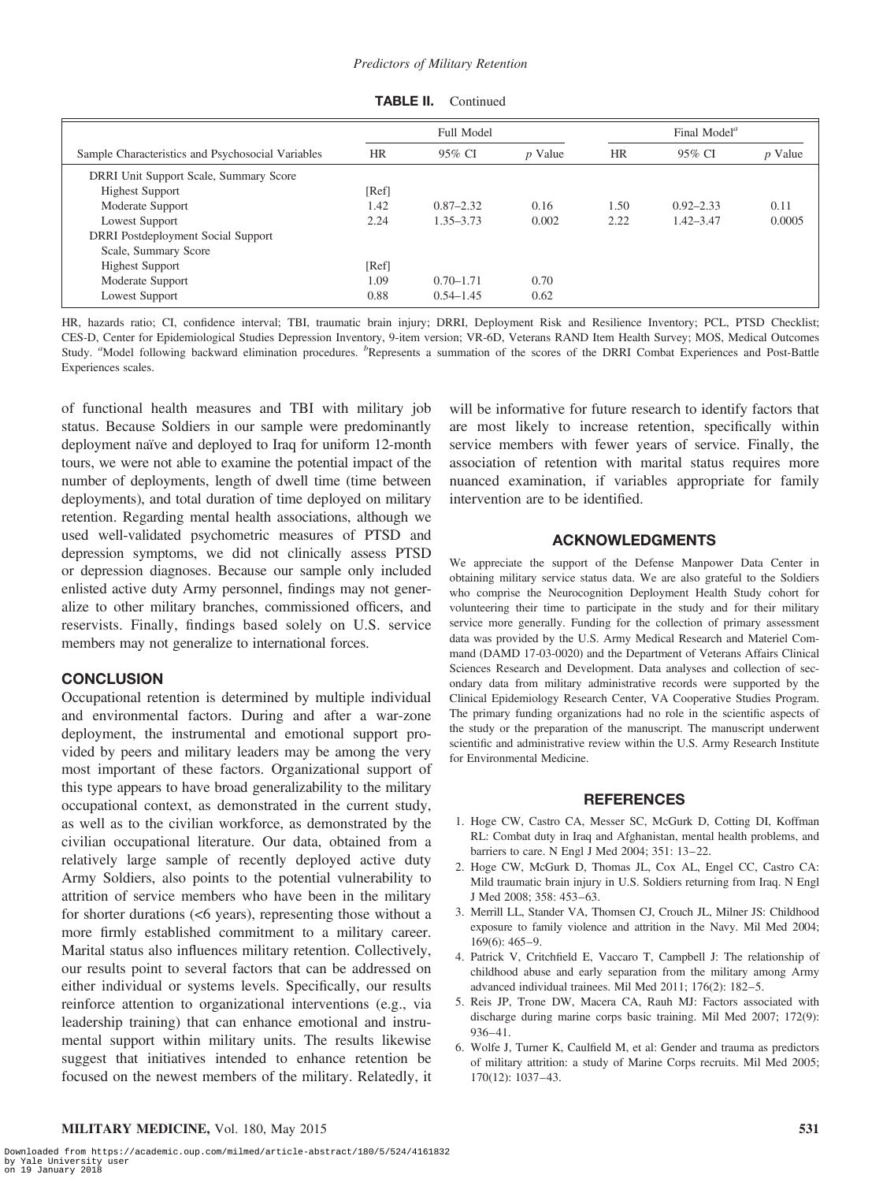**TABLE II.** Continued

| Sample Characteristics and Psychosocial Variables | Full Model | | | Final Model[a] | | |
|---|---|---|---|---|---|---|
| | HR | 95% CI | *p* Value | HR | 95% CI | *p* Value |
| DRRI Unit Support Scale, Summary Score | | | | | | |
| Highest Support | [Ref] | | | | | |
| Moderate Support | 1.42 | 0.87–2.32 | 0.16 | 1.50 | 0.92–2.33 | 0.11 |
| Lowest Support | 2.24 | 1.35–3.73 | 0.002 | 2.22 | 1.42–3.47 | 0.0005 |
| DRRI Postdeployment Social Support Scale, Summary Score | | | | | | |
| Highest Support | [Ref] | | | | | |
| Moderate Support | 1.09 | 0.70–1.71 | 0.70 | | | |
| Lowest Support | 0.88 | 0.54–1.45 | 0.62 | | | |

HR, hazards ratio; CI, confidence interval; TBI, traumatic brain injury; DRRI, Deployment Risk and Resilience Inventory; PCL, PTSD Checklist; CES-D, Center for Epidemiological Studies Depression Inventory, 9-item version; VR-6D, Veterans RAND Item Health Survey; MOS, Medical Outcomes Study. [a]Model following backward elimination procedures. [b]Represents a summation of the scores of the DRRI Combat Experiences and Post-Battle Experiences scales.

of functional health measures and TBI with military job status. Because Soldiers in our sample were predominantly deployment naïve and deployed to Iraq for uniform 12-month tours, we were not able to examine the potential impact of the number of deployments, length of dwell time (time between deployments), and total duration of time deployed on military retention. Regarding mental health associations, although we used well-validated psychometric measures of PTSD and depression symptoms, we did not clinically assess PTSD or depression diagnoses. Because our sample only included enlisted active duty Army personnel, findings may not generalize to other military branches, commissioned officers, and reservists. Finally, findings based solely on U.S. service members may not generalize to international forces.

## CONCLUSION

Occupational retention is determined by multiple individual and environmental factors. During and after a war-zone deployment, the instrumental and emotional support provided by peers and military leaders may be among the very most important of these factors. Organizational support of this type appears to have broad generalizability to the military occupational context, as demonstrated in the current study, as well as to the civilian workforce, as demonstrated by the civilian occupational literature. Our data, obtained from a relatively large sample of recently deployed active duty Army Soldiers, also points to the potential vulnerability to attrition of service members who have been in the military for shorter durations (<6 years), representing those without a more firmly established commitment to a military career. Marital status also influences military retention. Collectively, our results point to several factors that can be addressed on either individual or systems levels. Specifically, our results reinforce attention to organizational interventions (e.g., via leadership training) that can enhance emotional and instrumental support within military units. The results likewise suggest that initiatives intended to enhance retention be focused on the newest members of the military. Relatedly, it will be informative for future research to identify factors that are most likely to increase retention, specifically within service members with fewer years of service. Finally, the association of retention with marital status requires more nuanced examination, if variables appropriate for family intervention are to be identified.

## ACKNOWLEDGMENTS

We appreciate the support of the Defense Manpower Data Center in obtaining military service status data. We are also grateful to the Soldiers who comprise the Neurocognition Deployment Health Study cohort for volunteering their time to participate in the study and for their military service more generally. Funding for the collection of primary assessment data was provided by the U.S. Army Medical Research and Materiel Command (DAMD 17-03-0020) and the Department of Veterans Affairs Clinical Sciences Research and Development. Data analyses and collection of secondary data from military administrative records were supported by the Clinical Epidemiology Research Center, VA Cooperative Studies Program. The primary funding organizations had no role in the scientific aspects of the study or the preparation of the manuscript. The manuscript underwent scientific and administrative review within the U.S. Army Research Institute for Environmental Medicine.

## REFERENCES

1. Hoge CW, Castro CA, Messer SC, McGurk D, Cotting DI, Koffman RL: Combat duty in Iraq and Afghanistan, mental health problems, and barriers to care. N Engl J Med 2004; 351: 13–22.
2. Hoge CW, McGurk D, Thomas JL, Cox AL, Engel CC, Castro CA: Mild traumatic brain injury in U.S. Soldiers returning from Iraq. N Engl J Med 2008; 358: 453–63.
3. Merrill LL, Stander VA, Thomsen CJ, Crouch JL, Milner JS: Childhood exposure to family violence and attrition in the Navy. Mil Med 2004; 169(6): 465–9.
4. Patrick V, Critchfield E, Vaccaro T, Campbell J: The relationship of childhood abuse and early separation from the military among Army advanced individual trainees. Mil Med 2011; 176(2): 182–5.
5. Reis JP, Trone DW, Macera CA, Rauh MJ: Factors associated with discharge during marine corps basic training. Mil Med 2007; 172(9): 936–41.
6. Wolfe J, Turner K, Caulfield M, et al: Gender and trauma as predictors of military attrition: a study of Marine Corps recruits. Mil Med 2005; 170(12): 1037–43.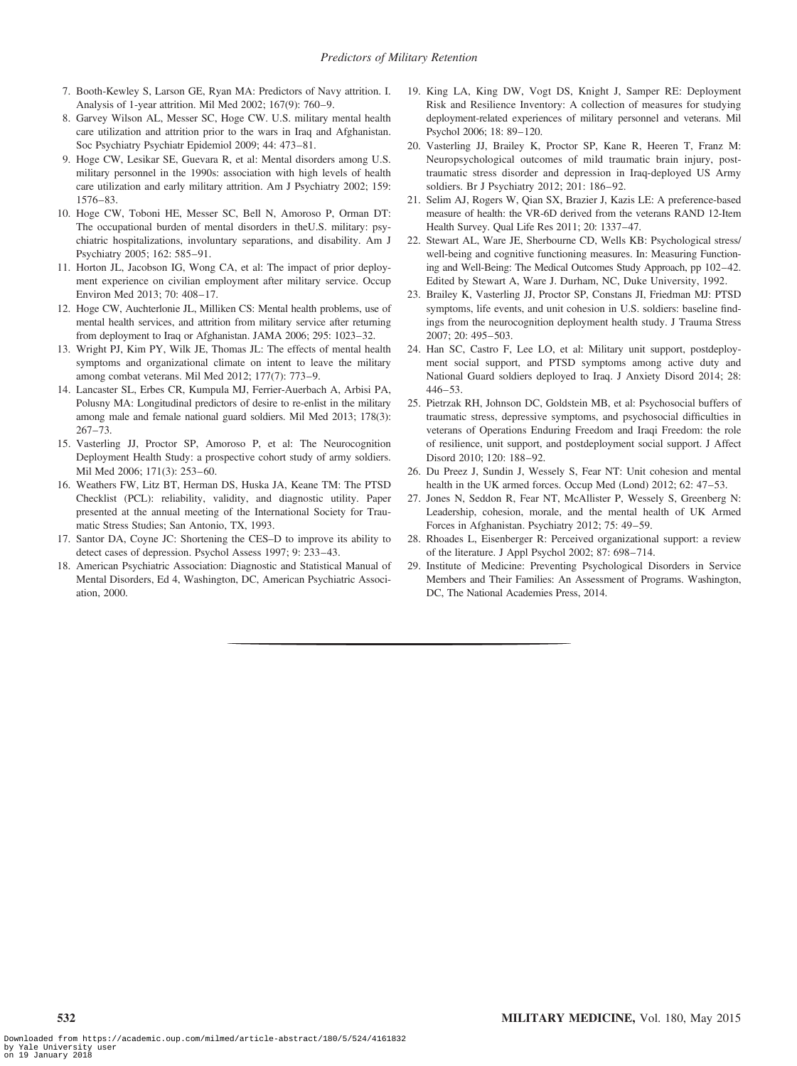7. Booth-Kewley S, Larson GE, Ryan MA: Predictors of Navy attrition. I. Analysis of 1-year attrition. Mil Med 2002; 167(9): 760–9.
8. Garvey Wilson AL, Messer SC, Hoge CW. U.S. military mental health care utilization and attrition prior to the wars in Iraq and Afghanistan. Soc Psychiatry Psychiatr Epidemiol 2009; 44: 473–81.
9. Hoge CW, Lesikar SE, Guevara R, et al: Mental disorders among U.S. military personnel in the 1990s: association with high levels of health care utilization and early military attrition. Am J Psychiatry 2002; 159: 1576–83.
10. Hoge CW, Toboni HE, Messer SC, Bell N, Amoroso P, Orman DT: The occupational burden of mental disorders in theU.S. military: psychiatric hospitalizations, involuntary separations, and disability. Am J Psychiatry 2005; 162: 585–91.
11. Horton JL, Jacobson IG, Wong CA, et al: The impact of prior deployment experience on civilian employment after military service. Occup Environ Med 2013; 70: 408–17.
12. Hoge CW, Auchterlonie JL, Milliken CS: Mental health problems, use of mental health services, and attrition from military service after returning from deployment to Iraq or Afghanistan. JAMA 2006; 295: 1023–32.
13. Wright PJ, Kim PY, Wilk JE, Thomas JL: The effects of mental health symptoms and organizational climate on intent to leave the military among combat veterans. Mil Med 2012; 177(7): 773–9.
14. Lancaster SL, Erbes CR, Kumpula MJ, Ferrier-Auerbach A, Arbisi PA, Polusny MA: Longitudinal predictors of desire to re-enlist in the military among male and female national guard soldiers. Mil Med 2013; 178(3): 267–73.
15. Vasterling JJ, Proctor SP, Amoroso P, et al: The Neurocognition Deployment Health Study: a prospective cohort study of army soldiers. Mil Med 2006; 171(3): 253–60.
16. Weathers FW, Litz BT, Herman DS, Huska JA, Keane TM: The PTSD Checklist (PCL): reliability, validity, and diagnostic utility. Paper presented at the annual meeting of the International Society for Traumatic Stress Studies; San Antonio, TX, 1993.
17. Santor DA, Coyne JC: Shortening the CES–D to improve its ability to detect cases of depression. Psychol Assess 1997; 9: 233–43.
18. American Psychiatric Association: Diagnostic and Statistical Manual of Mental Disorders, Ed 4, Washington, DC, American Psychiatric Association, 2000.
19. King LA, King DW, Vogt DS, Knight J, Samper RE: Deployment Risk and Resilience Inventory: A collection of measures for studying deployment-related experiences of military personnel and veterans. Mil Psychol 2006; 18: 89–120.
20. Vasterling JJ, Brailey K, Proctor SP, Kane R, Heeren T, Franz M: Neuropsychological outcomes of mild traumatic brain injury, post-traumatic stress disorder and depression in Iraq-deployed US Army soldiers. Br J Psychiatry 2012; 201: 186–92.
21. Selim AJ, Rogers W, Qian SX, Brazier J, Kazis LE: A preference-based measure of health: the VR-6D derived from the veterans RAND 12-Item Health Survey. Qual Life Res 2011; 20: 1337–47.
22. Stewart AL, Ware JE, Sherbourne CD, Wells KB: Psychological stress/well-being and cognitive functioning measures. In: Measuring Functioning and Well-Being: The Medical Outcomes Study Approach, pp 102–42. Edited by Stewart A, Ware J. Durham, NC, Duke University, 1992.
23. Brailey K, Vasterling JJ, Proctor SP, Constans JI, Friedman MJ: PTSD symptoms, life events, and unit cohesion in U.S. soldiers: baseline findings from the neurocognition deployment health study. J Trauma Stress 2007; 20: 495–503.
24. Han SC, Castro F, Lee LO, et al: Military unit support, postdeployment social support, and PTSD symptoms among active duty and National Guard soldiers deployed to Iraq. J Anxiety Disord 2014; 28: 446–53.
25. Pietrzak RH, Johnson DC, Goldstein MB, et al: Psychosocial buffers of traumatic stress, depressive symptoms, and psychosocial difficulties in veterans of Operations Enduring Freedom and Iraqi Freedom: the role of resilience, unit support, and postdeployment social support. J Affect Disord 2010; 120: 188–92.
26. Du Preez J, Sundin J, Wessely S, Fear NT: Unit cohesion and mental health in the UK armed forces. Occup Med (Lond) 2012; 62: 47–53.
27. Jones N, Seddon R, Fear NT, McAllister P, Wessely S, Greenberg N: Leadership, cohesion, morale, and the mental health of UK Armed Forces in Afghanistan. Psychiatry 2012; 75: 49–59.
28. Rhoades L, Eisenberger R: Perceived organizational support: a review of the literature. J Appl Psychol 2002; 87: 698–714.
29. Institute of Medicine: Preventing Psychological Disorders in Service Members and Their Families: An Assessment of Programs. Washington, DC, The National Academies Press, 2014.